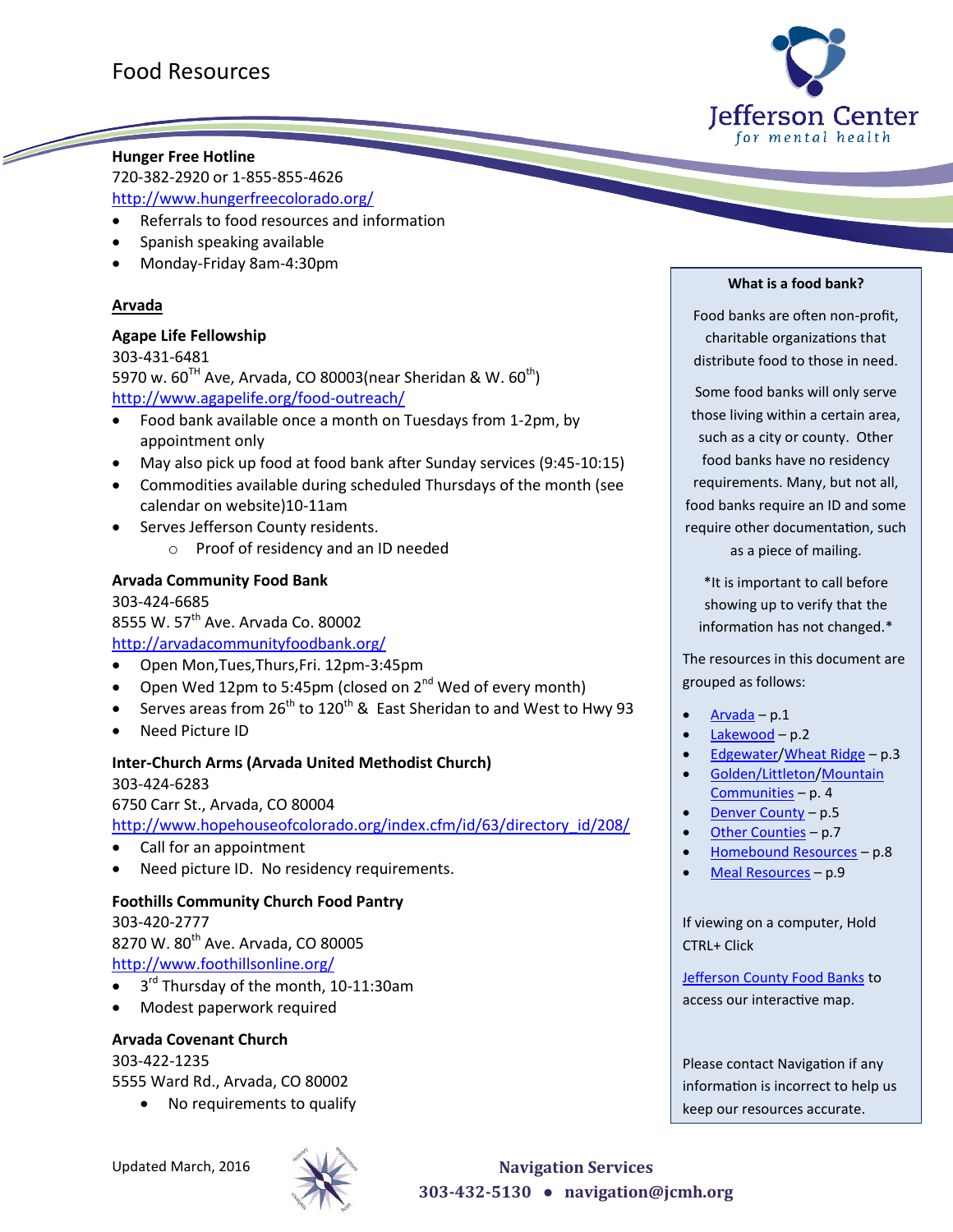# Food Resources

**Hunger Free Hotline**
720-382-2920 or 1-855-855-4626
http://www.hungerfreecolorado.org/

- Referrals to food resources and information
- Spanish speaking available
- Monday-Friday 8am-4:30pm

## Arvada

**Agape Life Fellowship**
303-431-6481
5970 w. 60TH Ave, Arvada, CO 80003(near Sheridan & W. 60th)
http://www.agapelife.org/food-outreach/

- Food bank available once a month on Tuesdays from 1-2pm, by appointment only
- May also pick up food at food bank after Sunday services (9:45-10:15)
- Commodities available during scheduled Thursdays of the month (see calendar on website)10-11am
- Serves Jefferson County residents.
  - Proof of residency and an ID needed

**Arvada Community Food Bank**
303-424-6685
8555 W. 57th Ave. Arvada Co. 80002
http://arvadacommunityfoodbank.org/

- Open Mon,Tues,Thurs,Fri. 12pm-3:45pm
- Open Wed 12pm to 5:45pm (closed on 2nd Wed of every month)
- Serves areas from 26th to 120th & East Sheridan to and West to Hwy 93
- Need Picture ID

**Inter-Church Arms (Arvada United Methodist Church)**
303-424-6283
6750 Carr St., Arvada, CO 80004
http://www.hopehouseofcolorado.org/index.cfm/id/63/directory_id/208/

- Call for an appointment
- Need picture ID. No residency requirements.

**Foothills Community Church Food Pantry**
303-420-2777
8270 W. 80th Ave. Arvada, CO 80005
http://www.foothillsonline.org/

- 3rd Thursday of the month, 10-11:30am
- Modest paperwork required

**Arvada Covenant Church**
303-422-1235
5555 Ward Rd., Arvada, CO 80002

- No requirements to qualify

**What is a food bank?**

Food banks are often non-profit, charitable organizations that distribute food to those in need.

Some food banks will only serve those living within a certain area, such as a city or county. Other food banks have no residency requirements. Many, but not all, food banks require an ID and some require other documentation, such as a piece of mailing.

\*It is important to call before showing up to verify that the information has not changed.\*

The resources in this document are grouped as follows:

- Arvada – p.1
- Lakewood – p.2
- Edgewater/Wheat Ridge – p.3
- Golden/Littleton/Mountain Communities – p. 4
- Denver County – p.5
- Other Counties – p.7
- Homebound Resources – p.8
- Meal Resources – p.9

If viewing on a computer, Hold CTRL+ Click

Jefferson County Food Banks to access our interactive map.

Please contact Navigation if any information is incorrect to help us keep our resources accurate.

Updated March, 2016

**Navigation Services**
**303-432-5130 • navigation@jcmh.org**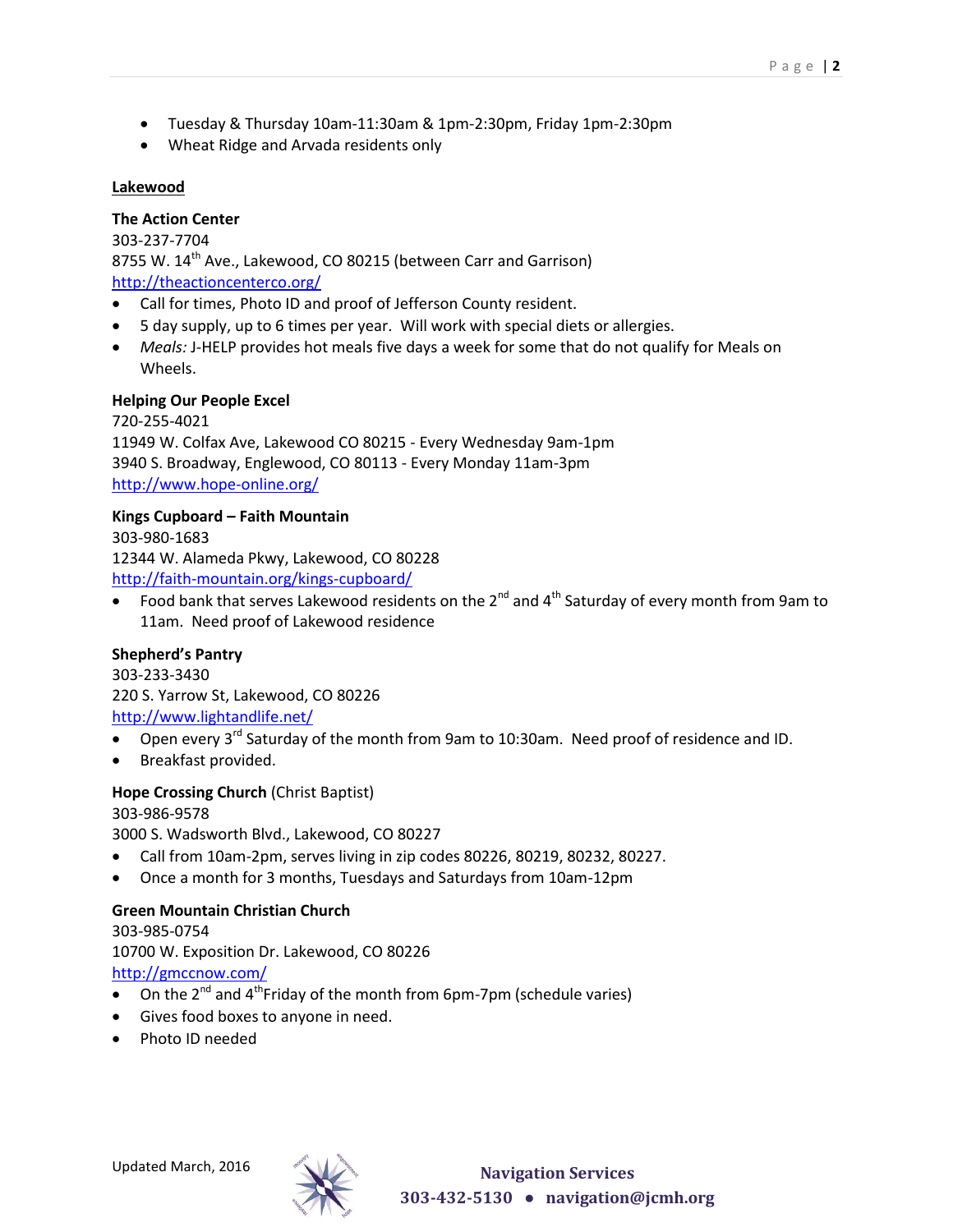- Tuesday & Thursday 10am-11:30am & 1pm-2:30pm, Friday 1pm-2:30pm
- Wheat Ridge and Arvada residents only

## Lakewood

**The Action Center**
303-237-7704
8755 W. 14th Ave., Lakewood, CO 80215 (between Carr and Garrison)
http://theactioncenterco.org/

- Call for times, Photo ID and proof of Jefferson County resident.
- 5 day supply, up to 6 times per year. Will work with special diets or allergies.
- *Meals:* J-HELP provides hot meals five days a week for some that do not qualify for Meals on Wheels.

**Helping Our People Excel**
720-255-4021
11949 W. Colfax Ave, Lakewood CO 80215 - Every Wednesday 9am-1pm
3940 S. Broadway, Englewood, CO 80113 - Every Monday 11am-3pm
http://www.hope-online.org/

**Kings Cupboard – Faith Mountain**
303-980-1683
12344 W. Alameda Pkwy, Lakewood, CO 80228
http://faith-mountain.org/kings-cupboard/

- Food bank that serves Lakewood residents on the 2nd and 4th Saturday of every month from 9am to 11am. Need proof of Lakewood residence

**Shepherd's Pantry**
303-233-3430
220 S. Yarrow St, Lakewood, CO 80226
http://www.lightandlife.net/

- Open every 3rd Saturday of the month from 9am to 10:30am. Need proof of residence and ID.
- Breakfast provided.

**Hope Crossing Church** (Christ Baptist)
303-986-9578
3000 S. Wadsworth Blvd., Lakewood, CO 80227

- Call from 10am-2pm, serves living in zip codes 80226, 80219, 80232, 80227.
- Once a month for 3 months, Tuesdays and Saturdays from 10am-12pm

**Green Mountain Christian Church**
303-985-0754
10700 W. Exposition Dr. Lakewood, CO 80226
http://gmccnow.com/

- On the 2nd and 4th Friday of the month from 6pm-7pm (schedule varies)
- Gives food boxes to anyone in need.
- Photo ID needed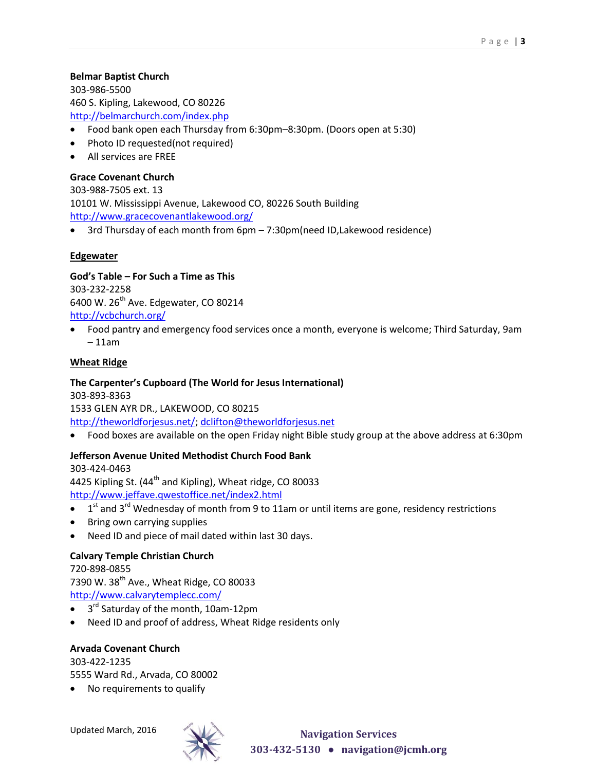**Belmar Baptist Church**
303-986-5500
460 S. Kipling, Lakewood, CO 80226
http://belmarchurch.com/index.php

- Food bank open each Thursday from 6:30pm–8:30pm. (Doors open at 5:30)
- Photo ID requested(not required)
- All services are FREE

**Grace Covenant Church**
303-988-7505 ext. 13
10101 W. Mississippi Avenue, Lakewood CO, 80226 South Building
http://www.gracecovenantlakewood.org/

- 3rd Thursday of each month from 6pm – 7:30pm(need ID,Lakewood residence)

## Edgewater

**God's Table – For Such a Time as This**
303-232-2258
6400 W. 26th Ave. Edgewater, CO 80214
http://vcbchurch.org/

- Food pantry and emergency food services once a month, everyone is welcome; Third Saturday, 9am – 11am

## Wheat Ridge

**The Carpenter's Cupboard (The World for Jesus International)**
303-893-8363
1533 GLEN AYR DR., LAKEWOOD, CO 80215
http://theworldforjesus.net/; dclifton@theworldforjesus.net

- Food boxes are available on the open Friday night Bible study group at the above address at 6:30pm

**Jefferson Avenue United Methodist Church Food Bank**
303-424-0463
4425 Kipling St. (44th and Kipling), Wheat ridge, CO 80033
http://www.jeffave.qwestoffice.net/index2.html

- 1st and 3rd Wednesday of month from 9 to 11am or until items are gone, residency restrictions
- Bring own carrying supplies
- Need ID and piece of mail dated within last 30 days.

**Calvary Temple Christian Church**
720-898-0855
7390 W. 38th Ave., Wheat Ridge, CO 80033
http://www.calvarytemplecc.com/

- 3rd Saturday of the month, 10am-12pm
- Need ID and proof of address, Wheat Ridge residents only

**Arvada Covenant Church**
303-422-1235
5555 Ward Rd., Arvada, CO 80002

- No requirements to qualify

Updated March, 2016

Navigation Services
303-432-5130 • navigation@jcmh.org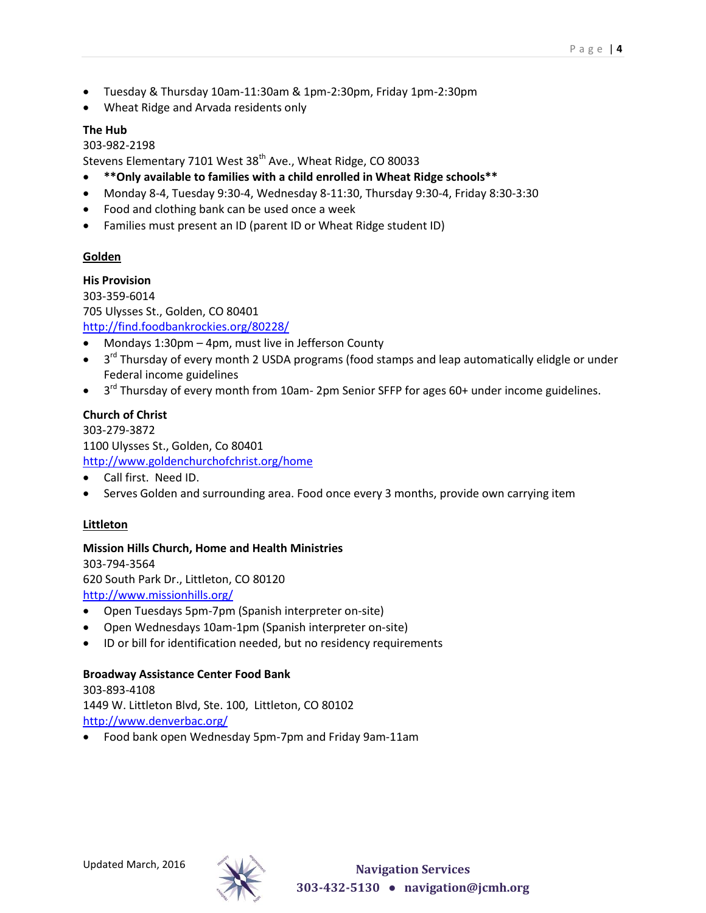- Tuesday & Thursday 10am-11:30am & 1pm-2:30pm, Friday 1pm-2:30pm
- Wheat Ridge and Arvada residents only

**The Hub**
303-982-2198
Stevens Elementary 7101 West 38th Ave., Wheat Ridge, CO 80033

- ****Only available to families with a child enrolled in Wheat Ridge schools****
- Monday 8-4, Tuesday 9:30-4, Wednesday 8-11:30, Thursday 9:30-4, Friday 8:30-3:30
- Food and clothing bank can be used once a week
- Families must present an ID (parent ID or Wheat Ridge student ID)

## Golden

**His Provision**
303-359-6014
705 Ulysses St., Golden, CO 80401
http://find.foodbankrockies.org/80228/

- Mondays 1:30pm – 4pm, must live in Jefferson County
- 3rd Thursday of every month 2 USDA programs (food stamps and leap automatically elidgle or under Federal income guidelines
- 3rd Thursday of every month from 10am- 2pm Senior SFFP for ages 60+ under income guidelines.

**Church of Christ**
303-279-3872
1100 Ulysses St., Golden, Co 80401
http://www.goldenchurchofchrist.org/home

- Call first. Need ID.
- Serves Golden and surrounding area. Food once every 3 months, provide own carrying item

## Littleton

**Mission Hills Church, Home and Health Ministries**
303-794-3564
620 South Park Dr., Littleton, CO 80120
http://www.missionhills.org/

- Open Tuesdays 5pm-7pm (Spanish interpreter on-site)
- Open Wednesdays 10am-1pm (Spanish interpreter on-site)
- ID or bill for identification needed, but no residency requirements

**Broadway Assistance Center Food Bank**
303-893-4108
1449 W. Littleton Blvd, Ste. 100, Littleton, CO 80102
http://www.denverbac.org/

- Food bank open Wednesday 5pm-7pm and Friday 9am-11am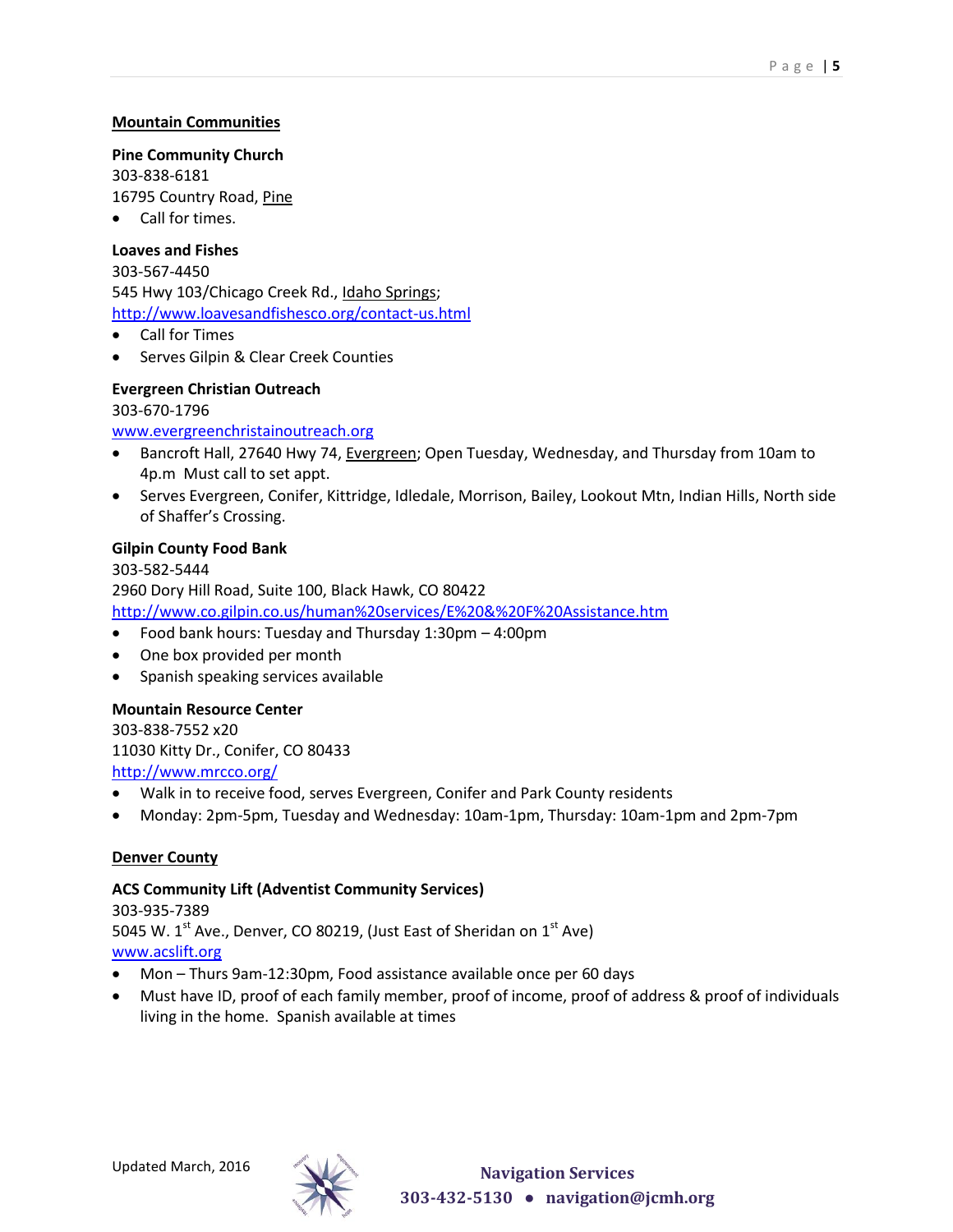## Mountain Communities

**Pine Community Church**
303-838-6181
16795 Country Road, Pine
- Call for times.

**Loaves and Fishes**
303-567-4450
545 Hwy 103/Chicago Creek Rd., Idaho Springs;
http://www.loavesandfishesco.org/contact-us.html
- Call for Times
- Serves Gilpin & Clear Creek Counties

**Evergreen Christian Outreach**
303-670-1796
www.evergreenchristainoutreach.org
- Bancroft Hall, 27640 Hwy 74, Evergreen; Open Tuesday, Wednesday, and Thursday from 10am to 4p.m Must call to set appt.
- Serves Evergreen, Conifer, Kittridge, Idledale, Morrison, Bailey, Lookout Mtn, Indian Hills, North side of Shaffer's Crossing.

**Gilpin County Food Bank**
303-582-5444
2960 Dory Hill Road, Suite 100, Black Hawk, CO 80422
http://www.co.gilpin.co.us/human%20services/E%20&%20F%20Assistance.htm
- Food bank hours: Tuesday and Thursday 1:30pm – 4:00pm
- One box provided per month
- Spanish speaking services available

**Mountain Resource Center**
303-838-7552 x20
11030 Kitty Dr., Conifer, CO 80433
http://www.mrcco.org/
- Walk in to receive food, serves Evergreen, Conifer and Park County residents
- Monday: 2pm-5pm, Tuesday and Wednesday: 10am-1pm, Thursday: 10am-1pm and 2pm-7pm

## Denver County

**ACS Community Lift (Adventist Community Services)**
303-935-7389
5045 W. 1st Ave., Denver, CO 80219, (Just East of Sheridan on 1st Ave)
www.acslift.org
- Mon – Thurs 9am-12:30pm, Food assistance available once per 60 days
- Must have ID, proof of each family member, proof of income, proof of address & proof of individuals living in the home. Spanish available at times

Updated March, 2016

Navigation Services
303-432-5130 ● navigation@jcmh.org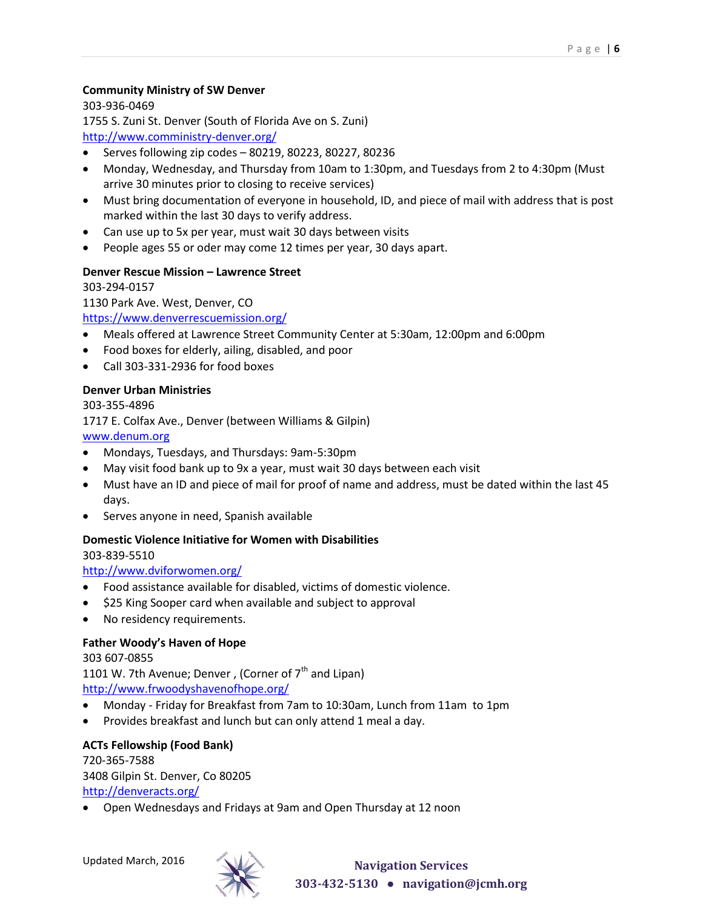**Community Ministry of SW Denver**
303-936-0469
1755 S. Zuni St. Denver (South of Florida Ave on S. Zuni)
http://www.comministry-denver.org/

- Serves following zip codes – 80219, 80223, 80227, 80236
- Monday, Wednesday, and Thursday from 10am to 1:30pm, and Tuesdays from 2 to 4:30pm (Must arrive 30 minutes prior to closing to receive services)
- Must bring documentation of everyone in household, ID, and piece of mail with address that is post marked within the last 30 days to verify address.
- Can use up to 5x per year, must wait 30 days between visits
- People ages 55 or oder may come 12 times per year, 30 days apart.

**Denver Rescue Mission – Lawrence Street**
303-294-0157
1130 Park Ave. West, Denver, CO
https://www.denverrescuemission.org/

- Meals offered at Lawrence Street Community Center at 5:30am, 12:00pm and 6:00pm
- Food boxes for elderly, ailing, disabled, and poor
- Call 303-331-2936 for food boxes

**Denver Urban Ministries**
303-355-4896
1717 E. Colfax Ave., Denver (between Williams & Gilpin)
www.denum.org

- Mondays, Tuesdays, and Thursdays: 9am-5:30pm
- May visit food bank up to 9x a year, must wait 30 days between each visit
- Must have an ID and piece of mail for proof of name and address, must be dated within the last 45 days.
- Serves anyone in need, Spanish available

**Domestic Violence Initiative for Women with Disabilities**
303-839-5510
http://www.dviforwomen.org/

- Food assistance available for disabled, victims of domestic violence.
- $25 King Sooper card when available and subject to approval
- No residency requirements.

**Father Woody's Haven of Hope**
303 607-0855
1101 W. 7th Avenue; Denver , (Corner of 7th and Lipan)
http://www.frwoodyshavenofhope.org/

- Monday - Friday for Breakfast from 7am to 10:30am, Lunch from 11am to 1pm
- Provides breakfast and lunch but can only attend 1 meal a day.

**ACTs Fellowship (Food Bank)**
720-365-7588
3408 Gilpin St. Denver, Co 80205
http://denveracts.org/

- Open Wednesdays and Fridays at 9am and Open Thursday at 12 noon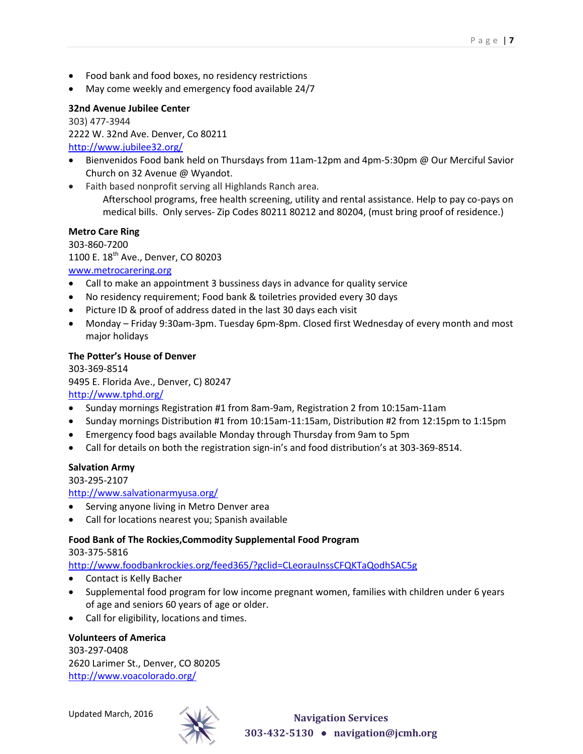- Food bank and food boxes, no residency restrictions
- May come weekly and emergency food available 24/7

**32nd Avenue Jubilee Center**
303) 477-3944
2222 W. 32nd Ave. Denver, Co 80211
http://www.jubilee32.org/

- Bienvenidos Food bank held on Thursdays from 11am-12pm and 4pm-5:30pm @ Our Merciful Savior Church on 32 Avenue @ Wyandot.
- Faith based nonprofit serving all Highlands Ranch area.
  Afterschool programs, free health screening, utility and rental assistance. Help to pay co-pays on medical bills. Only serves- Zip Codes 80211 80212 and 80204, (must bring proof of residence.)

**Metro Care Ring**
303-860-7200
1100 E. 18th Ave., Denver, CO 80203
www.metrocarering.org

- Call to make an appointment 3 bussiness days in advance for quality service
- No residency requirement; Food bank & toiletries provided every 30 days
- Picture ID & proof of address dated in the last 30 days each visit
- Monday – Friday 9:30am-3pm. Tuesday 6pm-8pm. Closed first Wednesday of every month and most major holidays

**The Potter's House of Denver**
303-369-8514
9495 E. Florida Ave., Denver, C) 80247
http://www.tphd.org/

- Sunday mornings Registration #1 from 8am-9am, Registration 2 from 10:15am-11am
- Sunday mornings Distribution #1 from 10:15am-11:15am, Distribution #2 from 12:15pm to 1:15pm
- Emergency food bags available Monday through Thursday from 9am to 5pm
- Call for details on both the registration sign-in's and food distribution's at 303-369-8514.

**Salvation Army**
303-295-2107
http://www.salvationarmyusa.org/

- Serving anyone living in Metro Denver area
- Call for locations nearest you; Spanish available

**Food Bank of The Rockies,Commodity Supplemental Food Program**
303-375-5816
http://www.foodbankrockies.org/feed365/?gclid=CLeorauInssCFQKTaQodhSAC5g

- Contact is Kelly Bacher
- Supplemental food program for low income pregnant women, families with children under 6 years of age and seniors 60 years of age or older.
- Call for eligibility, locations and times.

**Volunteers of America**
303-297-0408
2620 Larimer St., Denver, CO 80205
http://www.voacolorado.org/

Updated March, 2016

**Navigation Services**
**303-432-5130 ● navigation@jcmh.org**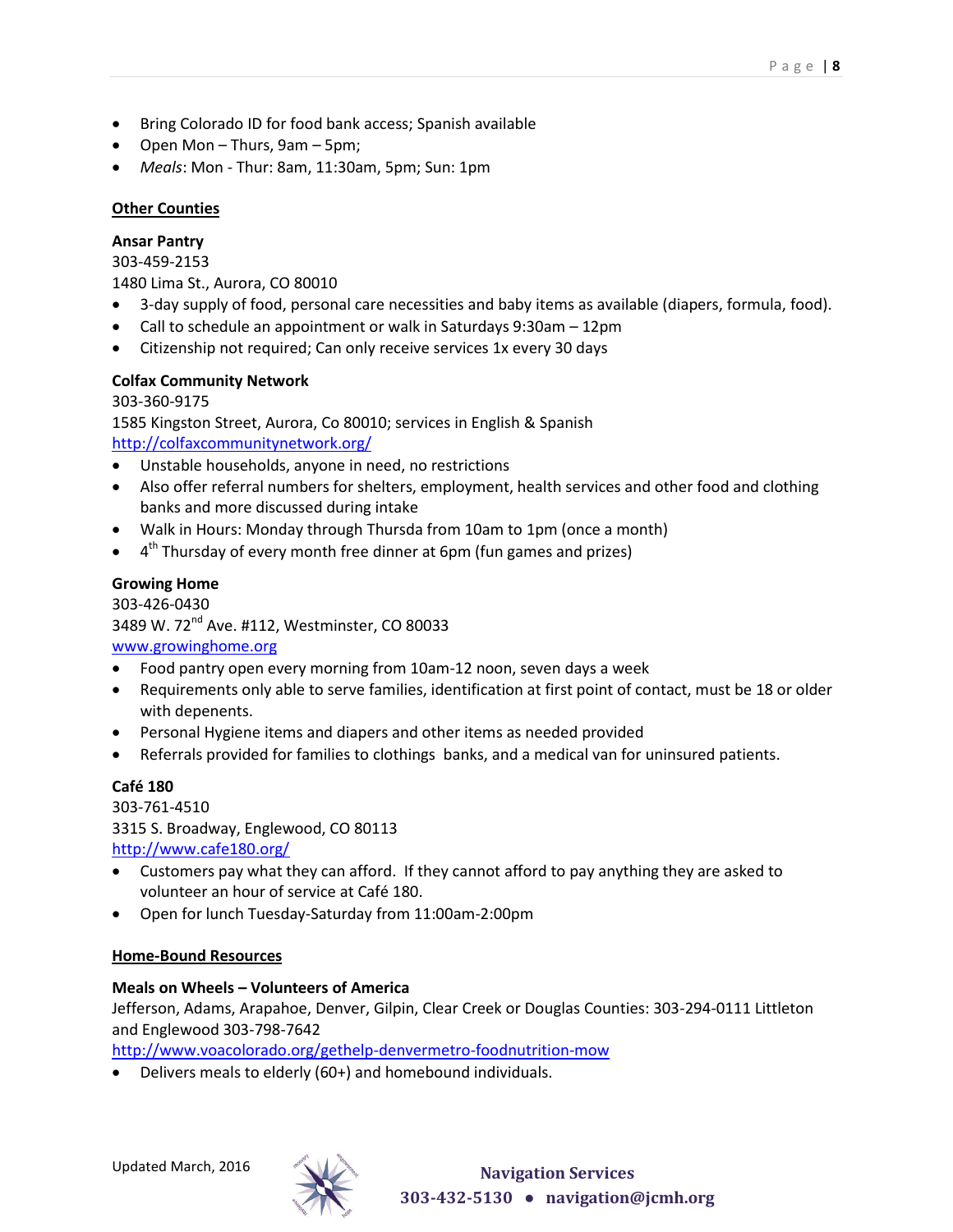- Bring Colorado ID for food bank access; Spanish available
- Open Mon – Thurs, 9am – 5pm;
- *Meals*: Mon - Thur: 8am, 11:30am, 5pm; Sun: 1pm

## Other Counties

**Ansar Pantry**
303-459-2153
1480 Lima St., Aurora, CO 80010

- 3-day supply of food, personal care necessities and baby items as available (diapers, formula, food).
- Call to schedule an appointment or walk in Saturdays 9:30am – 12pm
- Citizenship not required; Can only receive services 1x every 30 days

**Colfax Community Network**
303-360-9175
1585 Kingston Street, Aurora, Co 80010; services in English & Spanish
http://colfaxcommunitynetwork.org/

- Unstable households, anyone in need, no restrictions
- Also offer referral numbers for shelters, employment, health services and other food and clothing banks and more discussed during intake
- Walk in Hours: Monday through Thursda from 10am to 1pm (once a month)
- 4th Thursday of every month free dinner at 6pm (fun games and prizes)

**Growing Home**
303-426-0430
3489 W. 72nd Ave. #112, Westminster, CO 80033
www.growinghome.org

- Food pantry open every morning from 10am-12 noon, seven days a week
- Requirements only able to serve families, identification at first point of contact, must be 18 or older with depenents.
- Personal Hygiene items and diapers and other items as needed provided
- Referrals provided for families to clothings banks, and a medical van for uninsured patients.

**Café 180**
303-761-4510
3315 S. Broadway, Englewood, CO 80113
http://www.cafe180.org/

- Customers pay what they can afford. If they cannot afford to pay anything they are asked to volunteer an hour of service at Café 180.
- Open for lunch Tuesday-Saturday from 11:00am-2:00pm

## Home-Bound Resources

**Meals on Wheels – Volunteers of America**
Jefferson, Adams, Arapahoe, Denver, Gilpin, Clear Creek or Douglas Counties: 303-294-0111 Littleton and Englewood 303-798-7642
http://www.voacolorado.org/gethelp-denvermetro-foodnutrition-mow

- Delivers meals to elderly (60+) and homebound individuals.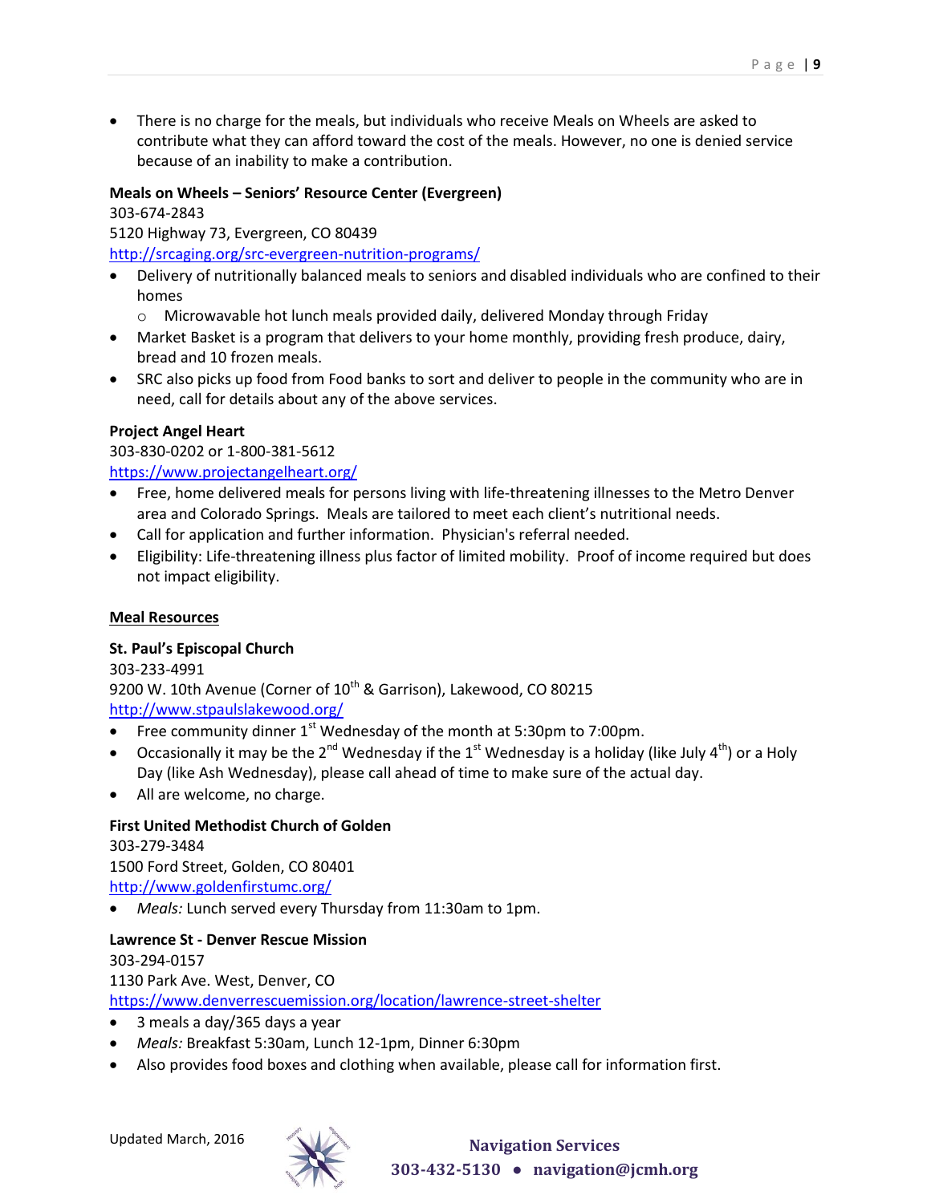- There is no charge for the meals, but individuals who receive Meals on Wheels are asked to contribute what they can afford toward the cost of the meals. However, no one is denied service because of an inability to make a contribution.

**Meals on Wheels – Seniors' Resource Center (Evergreen)**
303-674-2843
5120 Highway 73, Evergreen, CO 80439
http://srcaging.org/src-evergreen-nutrition-programs/

- Delivery of nutritionally balanced meals to seniors and disabled individuals who are confined to their homes
  - Microwavable hot lunch meals provided daily, delivered Monday through Friday
- Market Basket is a program that delivers to your home monthly, providing fresh produce, dairy, bread and 10 frozen meals.
- SRC also picks up food from Food banks to sort and deliver to people in the community who are in need, call for details about any of the above services.

**Project Angel Heart**
303-830-0202 or 1-800-381-5612
https://www.projectangelheart.org/

- Free, home delivered meals for persons living with life-threatening illnesses to the Metro Denver area and Colorado Springs. Meals are tailored to meet each client's nutritional needs.
- Call for application and further information. Physician's referral needed.
- Eligibility: Life-threatening illness plus factor of limited mobility. Proof of income required but does not impact eligibility.

## Meal Resources

**St. Paul's Episcopal Church**
303-233-4991
9200 W. 10th Avenue (Corner of 10th & Garrison), Lakewood, CO 80215
http://www.stpaulslakewood.org/

- Free community dinner 1st Wednesday of the month at 5:30pm to 7:00pm.
- Occasionally it may be the 2nd Wednesday if the 1st Wednesday is a holiday (like July 4th) or a Holy Day (like Ash Wednesday), please call ahead of time to make sure of the actual day.
- All are welcome, no charge.

**First United Methodist Church of Golden**
303-279-3484
1500 Ford Street, Golden, CO 80401
http://www.goldenfirstumc.org/

- *Meals:* Lunch served every Thursday from 11:30am to 1pm.

**Lawrence St - Denver Rescue Mission**
303-294-0157
1130 Park Ave. West, Denver, CO
https://www.denverrescuemission.org/location/lawrence-street-shelter

- 3 meals a day/365 days a year
- *Meals:* Breakfast 5:30am, Lunch 12-1pm, Dinner 6:30pm
- Also provides food boxes and clothing when available, please call for information first.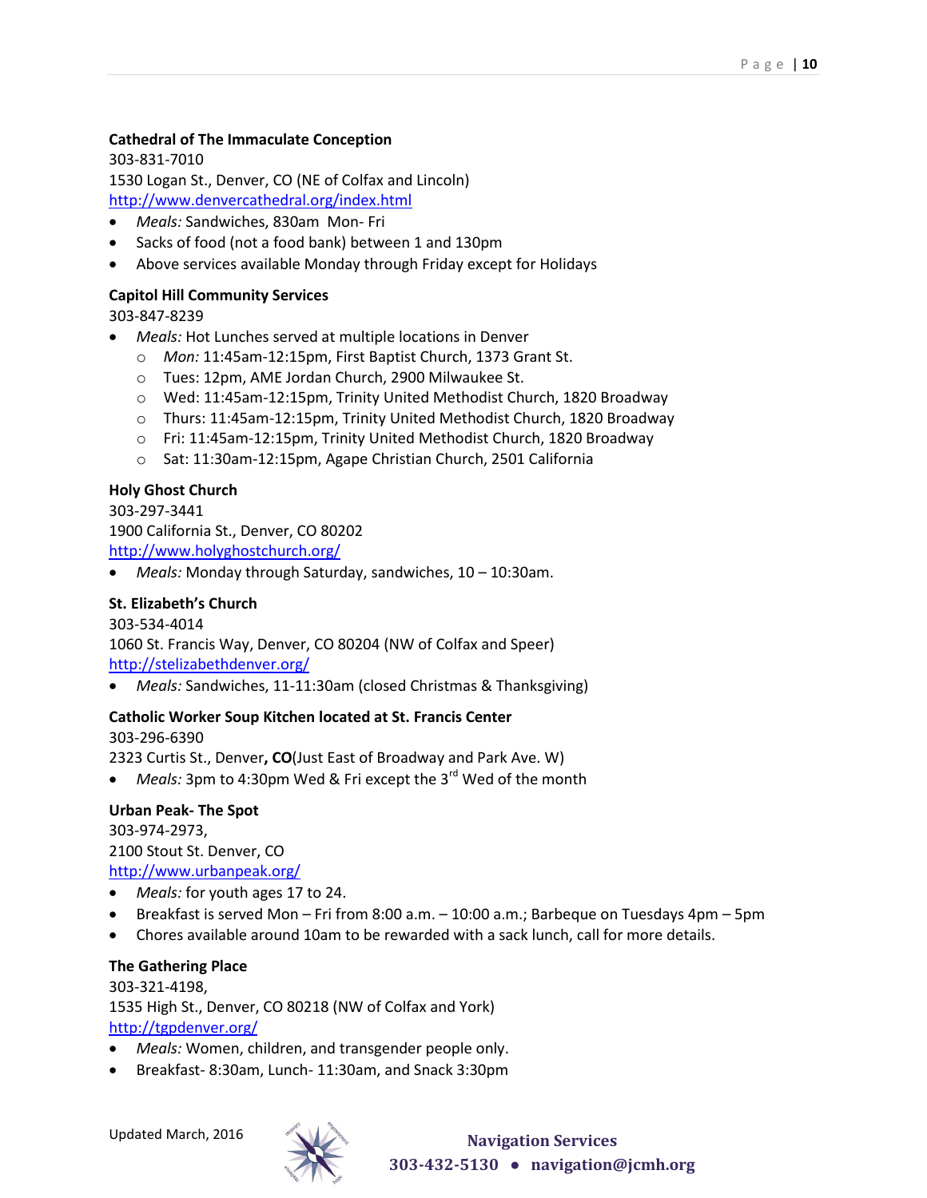**Cathedral of The Immaculate Conception**
303-831-7010
1530 Logan St., Denver, CO (NE of Colfax and Lincoln)
http://www.denvercathedral.org/index.html

- *Meals:* Sandwiches, 830am Mon- Fri
- Sacks of food (not a food bank) between 1 and 130pm
- Above services available Monday through Friday except for Holidays

**Capitol Hill Community Services**
303-847-8239

- *Meals:* Hot Lunches served at multiple locations in Denver
  - *Mon:* 11:45am-12:15pm, First Baptist Church, 1373 Grant St.
  - Tues: 12pm, AME Jordan Church, 2900 Milwaukee St.
  - Wed: 11:45am-12:15pm, Trinity United Methodist Church, 1820 Broadway
  - Thurs: 11:45am-12:15pm, Trinity United Methodist Church, 1820 Broadway
  - Fri: 11:45am-12:15pm, Trinity United Methodist Church, 1820 Broadway
  - Sat: 11:30am-12:15pm, Agape Christian Church, 2501 California

**Holy Ghost Church**
303-297-3441
1900 California St., Denver, CO 80202
http://www.holyghostchurch.org/

- *Meals:* Monday through Saturday, sandwiches, 10 – 10:30am.

**St. Elizabeth's Church**
303-534-4014
1060 St. Francis Way, Denver, CO 80204 (NW of Colfax and Speer)
http://stelizabethdenver.org/

- *Meals:* Sandwiches, 11-11:30am (closed Christmas & Thanksgiving)

**Catholic Worker Soup Kitchen located at St. Francis Center**
303-296-6390
2323 Curtis St., Denver**, CO**(Just East of Broadway and Park Ave. W)

- *Meals:* 3pm to 4:30pm Wed & Fri except the 3rd Wed of the month

**Urban Peak- The Spot**
303-974-2973,
2100 Stout St. Denver, CO
http://www.urbanpeak.org/

- *Meals:* for youth ages 17 to 24.
- Breakfast is served Mon – Fri from 8:00 a.m. – 10:00 a.m.; Barbeque on Tuesdays 4pm – 5pm
- Chores available around 10am to be rewarded with a sack lunch, call for more details.

**The Gathering Place**
303-321-4198,
1535 High St., Denver, CO 80218 (NW of Colfax and York)
http://tgpdenver.org/

- *Meals:* Women, children, and transgender people only.
- Breakfast- 8:30am, Lunch- 11:30am, and Snack 3:30pm

Updated March, 2016

**Navigation Services**
**303-432-5130 • navigation@jcmh.org**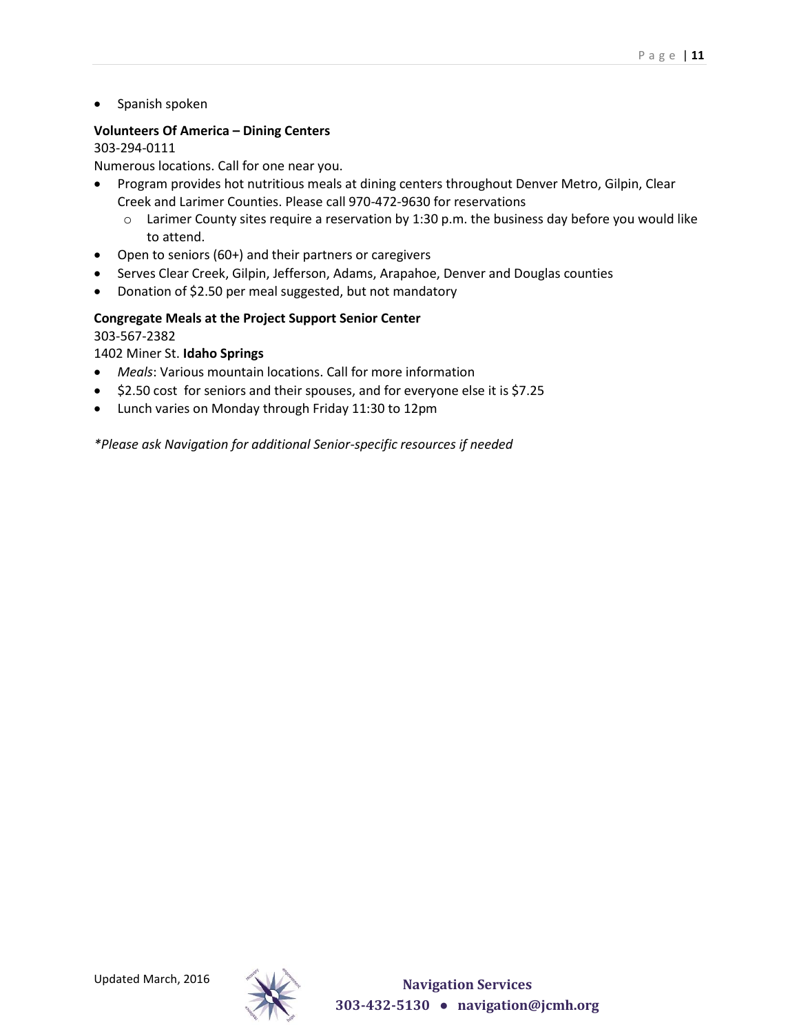- Spanish spoken

**Volunteers Of America – Dining Centers**
303-294-0111
Numerous locations. Call for one near you.

- Program provides hot nutritious meals at dining centers throughout Denver Metro, Gilpin, Clear Creek and Larimer Counties. Please call 970-472-9630 for reservations
    - Larimer County sites require a reservation by 1:30 p.m. the business day before you would like to attend.
- Open to seniors (60+) and their partners or caregivers
- Serves Clear Creek, Gilpin, Jefferson, Adams, Arapahoe, Denver and Douglas counties
- Donation of $2.50 per meal suggested, but not mandatory

**Congregate Meals at the Project Support Senior Center**
303-567-2382
1402 Miner St. **Idaho Springs**

- *Meals*: Various mountain locations. Call for more information
- $2.50 cost for seniors and their spouses, and for everyone else it is $7.25
- Lunch varies on Monday through Friday 11:30 to 12pm

*\*Please ask Navigation for additional Senior-specific resources if needed*